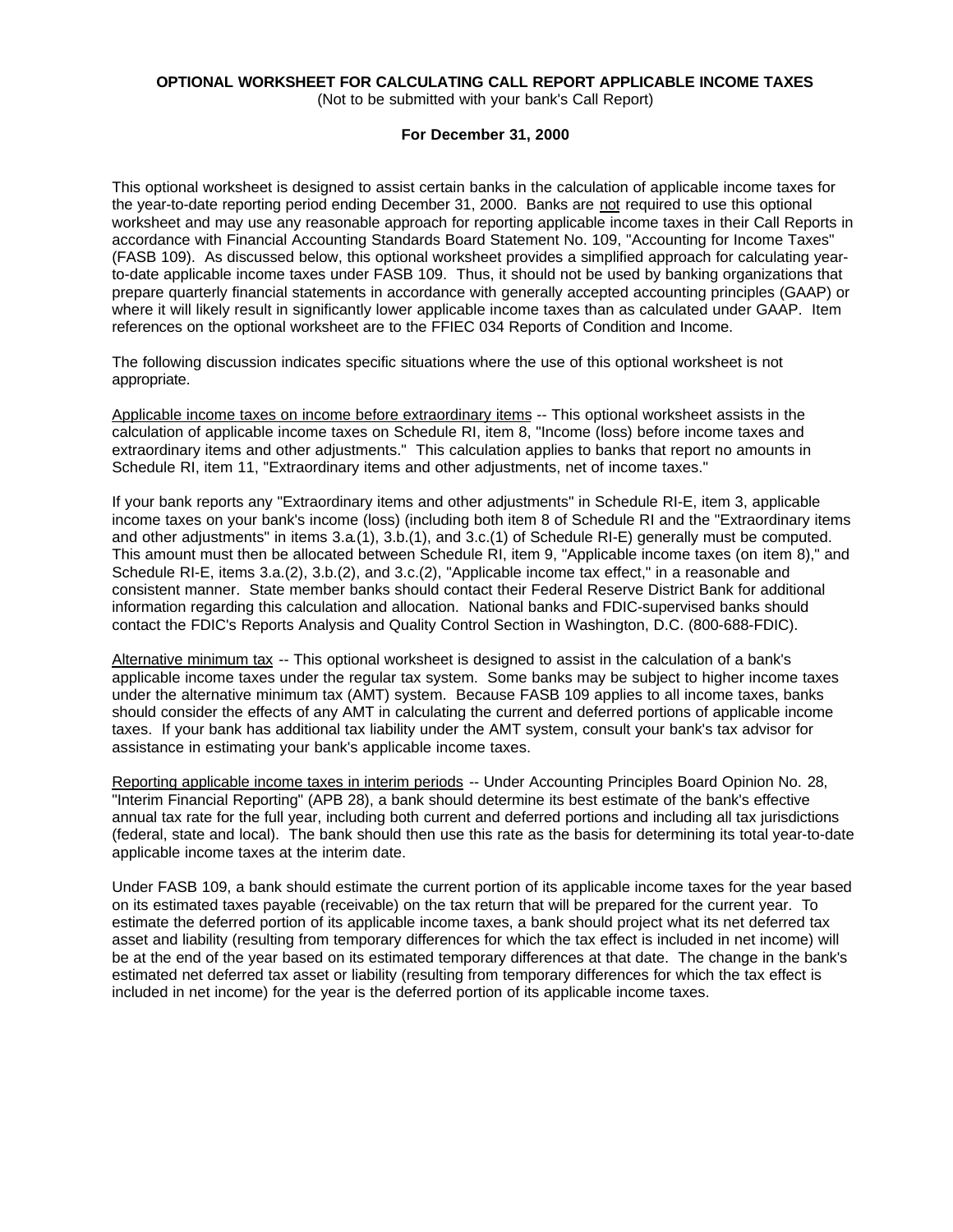# OPTIONAL WORKSHEET FOR CALCULATING CALL REPORT APPLICABLE INCOME TAXES

(Not to be submitted with your bank's Call Report)

**For December 31, 2000**

This optional worksheet is designed to assist certain banks in the calculation of applicable income taxes for the year-to-date reporting period ending December 31, 2000. Banks are not required to use this optional worksheet and may use any reasonable approach for reporting applicable income taxes in their Call Reports in accordance with Financial Accounting Standards Board Statement No. 109, "Accounting for Income Taxes" (FASB 109). As discussed below, this optional worksheet provides a simplified approach for calculating year-to-date applicable income taxes under FASB 109. Thus, it should not be used by banking organizations that prepare quarterly financial statements in accordance with generally accepted accounting principles (GAAP) or where it will likely result in significantly lower applicable income taxes than as calculated under GAAP. Item references on the optional worksheet are to the FFIEC 034 Reports of Condition and Income.

The following discussion indicates specific situations where the use of this optional worksheet is not appropriate.

Applicable income taxes on income before extraordinary items -- This optional worksheet assists in the calculation of applicable income taxes on Schedule RI, item 8, "Income (loss) before income taxes and extraordinary items and other adjustments." This calculation applies to banks that report no amounts in Schedule RI, item 11, "Extraordinary items and other adjustments, net of income taxes."

If your bank reports any "Extraordinary items and other adjustments" in Schedule RI-E, item 3, applicable income taxes on your bank's income (loss) (including both item 8 of Schedule RI and the "Extraordinary items and other adjustments" in items 3.a.(1), 3.b.(1), and 3.c.(1) of Schedule RI-E) generally must be computed. This amount must then be allocated between Schedule RI, item 9, "Applicable income taxes (on item 8)," and Schedule RI-E, items 3.a.(2), 3.b.(2), and 3.c.(2), "Applicable income tax effect," in a reasonable and consistent manner. State member banks should contact their Federal Reserve District Bank for additional information regarding this calculation and allocation. National banks and FDIC-supervised banks should contact the FDIC's Reports Analysis and Quality Control Section in Washington, D.C. (800-688-FDIC).

Alternative minimum tax -- This optional worksheet is designed to assist in the calculation of a bank's applicable income taxes under the regular tax system. Some banks may be subject to higher income taxes under the alternative minimum tax (AMT) system. Because FASB 109 applies to all income taxes, banks should consider the effects of any AMT in calculating the current and deferred portions of applicable income taxes. If your bank has additional tax liability under the AMT system, consult your bank's tax advisor for assistance in estimating your bank's applicable income taxes.

Reporting applicable income taxes in interim periods -- Under Accounting Principles Board Opinion No. 28, "Interim Financial Reporting" (APB 28), a bank should determine its best estimate of the bank's effective annual tax rate for the full year, including both current and deferred portions and including all tax jurisdictions (federal, state and local). The bank should then use this rate as the basis for determining its total year-to-date applicable income taxes at the interim date.

Under FASB 109, a bank should estimate the current portion of its applicable income taxes for the year based on its estimated taxes payable (receivable) on the tax return that will be prepared for the current year. To estimate the deferred portion of its applicable income taxes, a bank should project what its net deferred tax asset and liability (resulting from temporary differences for which the tax effect is included in net income) will be at the end of the year based on its estimated temporary differences at that date. The change in the bank's estimated net deferred tax asset or liability (resulting from temporary differences for which the tax effect is included in net income) for the year is the deferred portion of its applicable income taxes.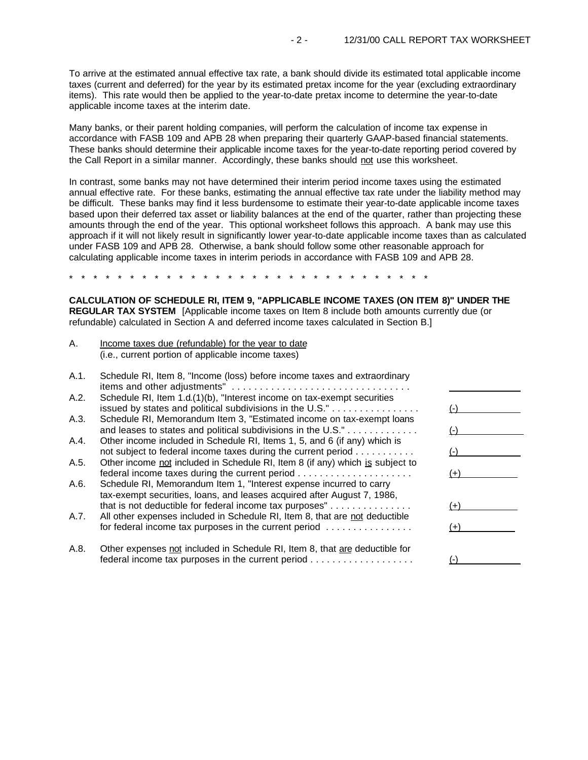To arrive at the estimated annual effective tax rate, a bank should divide its estimated total applicable income taxes (current and deferred) for the year by its estimated pretax income for the year (excluding extraordinary items). This rate would then be applied to the year-to-date pretax income to determine the year-to-date applicable income taxes at the interim date.

Many banks, or their parent holding companies, will perform the calculation of income tax expense in accordance with FASB 109 and APB 28 when preparing their quarterly GAAP-based financial statements. These banks should determine their applicable income taxes for the year-to-date reporting period covered by the Call Report in a similar manner. Accordingly, these banks should not use this worksheet.

In contrast, some banks may not have determined their interim period income taxes using the estimated annual effective rate. For these banks, estimating the annual effective tax rate under the liability method may be difficult. These banks may find it less burdensome to estimate their year-to-date applicable income taxes based upon their deferred tax asset or liability balances at the end of the quarter, rather than projecting these amounts through the end of the year. This optional worksheet follows this approach. A bank may use this approach if it will not likely result in significantly lower year-to-date applicable income taxes than as calculated under FASB 109 and APB 28. Otherwise, a bank should follow some other reasonable approach for calculating applicable income taxes in interim periods in accordance with FASB 109 and APB 28.

\* \* \* \* \* \* \* \* \* \* \* \* \* \* \* \* \* \* \* \* \* \* \* \* \* \* \* \* \* \* \* \* \*

**CALCULATION OF SCHEDULE RI, ITEM 9, "APPLICABLE INCOME TAXES (ON ITEM 8)" UNDER THE REGULAR TAX SYSTEM** [Applicable income taxes on Item 8 include both amounts currently due (or refundable) calculated in Section A and deferred income taxes calculated in Section B.]

A. Income taxes due (refundable) for the year to date
(i.e., current portion of applicable income taxes)

| | | |
|---|---|---|
| A.1. | Schedule RI, Item 8, "Income (loss) before income taxes and extraordinary items and other adjustments" | ________ |
| A.2. | Schedule RI, Item 1.d.(1)(b), "Interest income on tax-exempt securities issued by states and political subdivisions in the U.S." | (-) ________ |
| A.3. | Schedule RI, Memorandum Item 3, "Estimated income on tax-exempt loans and leases to states and political subdivisions in the U.S." | (-) ________ |
| A.4. | Other income included in Schedule RI, Items 1, 5, and 6 (if any) which is not subject to federal income taxes during the current period | (-) ________ |
| A.5. | Other income not included in Schedule RI, Item 8 (if any) which is subject to federal income taxes during the current period | (+) ________ |
| A.6. | Schedule RI, Memorandum Item 1, "Interest expense incurred to carry tax-exempt securities, loans, and leases acquired after August 7, 1986, that is not deductible for federal income tax purposes" | (+) ________ |
| A.7. | All other expenses included in Schedule RI, Item 8, that are not deductible for federal income tax purposes in the current period | (+) ________ |
| A.8. | Other expenses not included in Schedule RI, Item 8, that are deductible for federal income tax purposes in the current period | (-) ________ |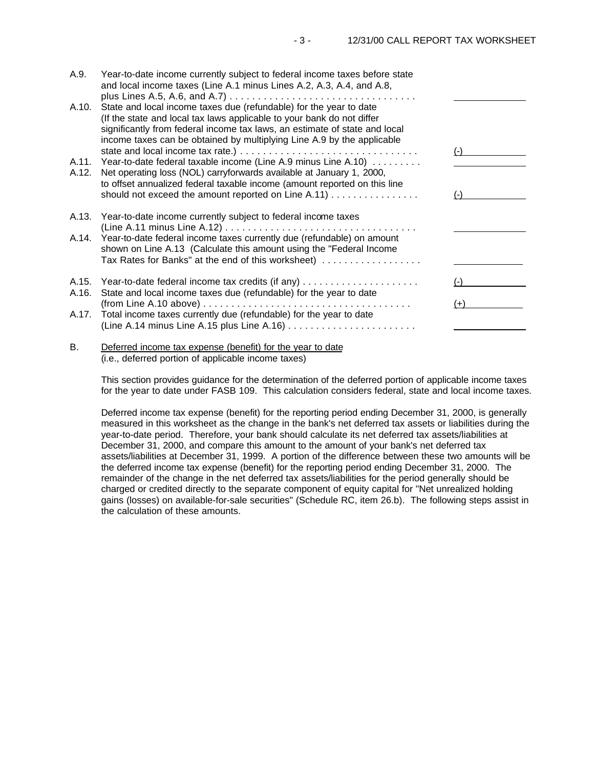| | | |
|---|---|---|
| A.9. | Year-to-date income currently subject to federal income taxes before state and local income taxes (Line A.1 minus Lines A.2, A.3, A.4, and A.8, plus Lines A.5, A.6, and A.7) . . . . . . . . . . . . . . . . . . . . . . . . . . . . . . . . . | ______________ |
| A.10. | State and local income taxes due (refundable) for the year to date (If the state and local tax laws applicable to your bank do not differ significantly from federal income tax laws, an estimate of state and local income taxes can be obtained by multiplying Line A.9 by the applicable state and local income tax rate.) . . . . . . . . . . . . . . . . . . . . . . . . . . . . . . . | (-) ____________ |
| A.11. | Year-to-date federal taxable income (Line A.9 minus Line A.10) . . . . . . . . . | ______________ |
| A.12. | Net operating loss (NOL) carryforwards available at January 1, 2000, to offset annualized federal taxable income (amount reported on this line should not exceed the amount reported on Line A.11) . . . . . . . . . . . . . . . . | (-) ____________ |
| A.13. | Year-to-date income currently subject to federal income taxes (Line A.11 minus Line A.12) . . . . . . . . . . . . . . . . . . . . . . . . . . . . . . . . . . . | ______________ |
| A.14. | Year-to-date federal income taxes currently due (refundable) on amount shown on Line A.13 (Calculate this amount using the "Federal Income Tax Rates for Banks" at the end of this worksheet) . . . . . . . . . . . . . . . . . . | ______________ |
| A.15. | Year-to-date federal income tax credits (if any) . . . . . . . . . . . . . . . . . . . . . | (-) ____________ |
| A.16. | State and local income taxes due (refundable) for the year to date (from Line A.10 above) . . . . . . . . . . . . . . . . . . . . . . . . . . . . . . . . . . . . . | (+) ____________ |
| A.17. | Total income taxes currently due (refundable) for the year to date (Line A.14 minus Line A.15 plus Line A.16) . . . . . . . . . . . . . . . . . . . . . . . | ______________ |

B. Deferred income tax expense (benefit) for the year to date
(i.e., deferred portion of applicable income taxes)

This section provides guidance for the determination of the deferred portion of applicable income taxes for the year to date under FASB 109. This calculation considers federal, state and local income taxes.

Deferred income tax expense (benefit) for the reporting period ending December 31, 2000, is generally measured in this worksheet as the change in the bank's net deferred tax assets or liabilities during the year-to-date period. Therefore, your bank should calculate its net deferred tax assets/liabilities at December 31, 2000, and compare this amount to the amount of your bank's net deferred tax assets/liabilities at December 31, 1999. A portion of the difference between these two amounts will be the deferred income tax expense (benefit) for the reporting period ending December 31, 2000. The remainder of the change in the net deferred tax assets/liabilities for the period generally should be charged or credited directly to the separate component of equity capital for "Net unrealized holding gains (losses) on available-for-sale securities" (Schedule RC, item 26.b). The following steps assist in the calculation of these amounts.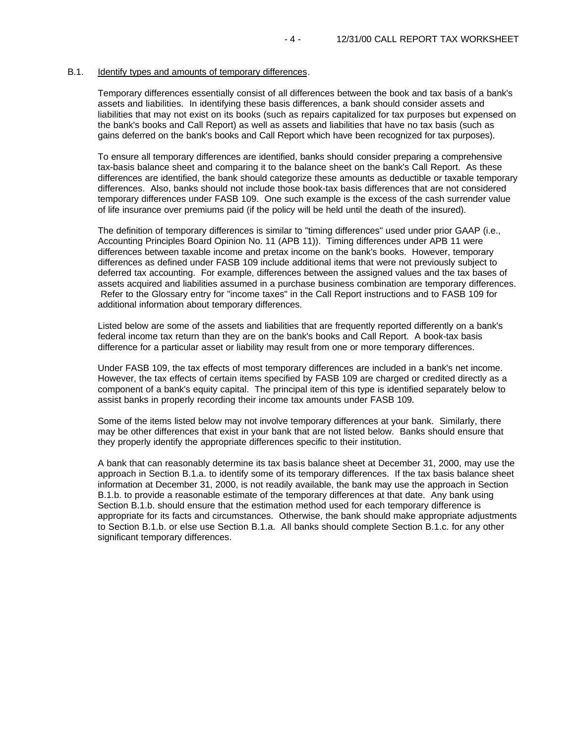B.1. Identify types and amounts of temporary differences.

Temporary differences essentially consist of all differences between the book and tax basis of a bank's assets and liabilities. In identifying these basis differences, a bank should consider assets and liabilities that may not exist on its books (such as repairs capitalized for tax purposes but expensed on the bank's books and Call Report) as well as assets and liabilities that have no tax basis (such as gains deferred on the bank's books and Call Report which have been recognized for tax purposes).

To ensure all temporary differences are identified, banks should consider preparing a comprehensive tax-basis balance sheet and comparing it to the balance sheet on the bank's Call Report. As these differences are identified, the bank should categorize these amounts as deductible or taxable temporary differences. Also, banks should not include those book-tax basis differences that are not considered temporary differences under FASB 109. One such example is the excess of the cash surrender value of life insurance over premiums paid (if the policy will be held until the death of the insured).

The definition of temporary differences is similar to "timing differences" used under prior GAAP (i.e., Accounting Principles Board Opinion No. 11 (APB 11)). Timing differences under APB 11 were differences between taxable income and pretax income on the bank's books. However, temporary differences as defined under FASB 109 include additional items that were not previously subject to deferred tax accounting. For example, differences between the assigned values and the tax bases of assets acquired and liabilities assumed in a purchase business combination are temporary differences. Refer to the Glossary entry for "income taxes" in the Call Report instructions and to FASB 109 for additional information about temporary differences.

Listed below are some of the assets and liabilities that are frequently reported differently on a bank's federal income tax return than they are on the bank's books and Call Report. A book-tax basis difference for a particular asset or liability may result from one or more temporary differences.

Under FASB 109, the tax effects of most temporary differences are included in a bank's net income. However, the tax effects of certain items specified by FASB 109 are charged or credited directly as a component of a bank's equity capital. The principal item of this type is identified separately below to assist banks in properly recording their income tax amounts under FASB 109.

Some of the items listed below may not involve temporary differences at your bank. Similarly, there may be other differences that exist in your bank that are not listed below. Banks should ensure that they properly identify the appropriate differences specific to their institution.

A bank that can reasonably determine its tax basis balance sheet at December 31, 2000, may use the approach in Section B.1.a. to identify some of its temporary differences. If the tax basis balance sheet information at December 31, 2000, is not readily available, the bank may use the approach in Section B.1.b. to provide a reasonable estimate of the temporary differences at that date. Any bank using Section B.1.b. should ensure that the estimation method used for each temporary difference is appropriate for its facts and circumstances. Otherwise, the bank should make appropriate adjustments to Section B.1.b. or else use Section B.1.a. All banks should complete Section B.1.c. for any other significant temporary differences.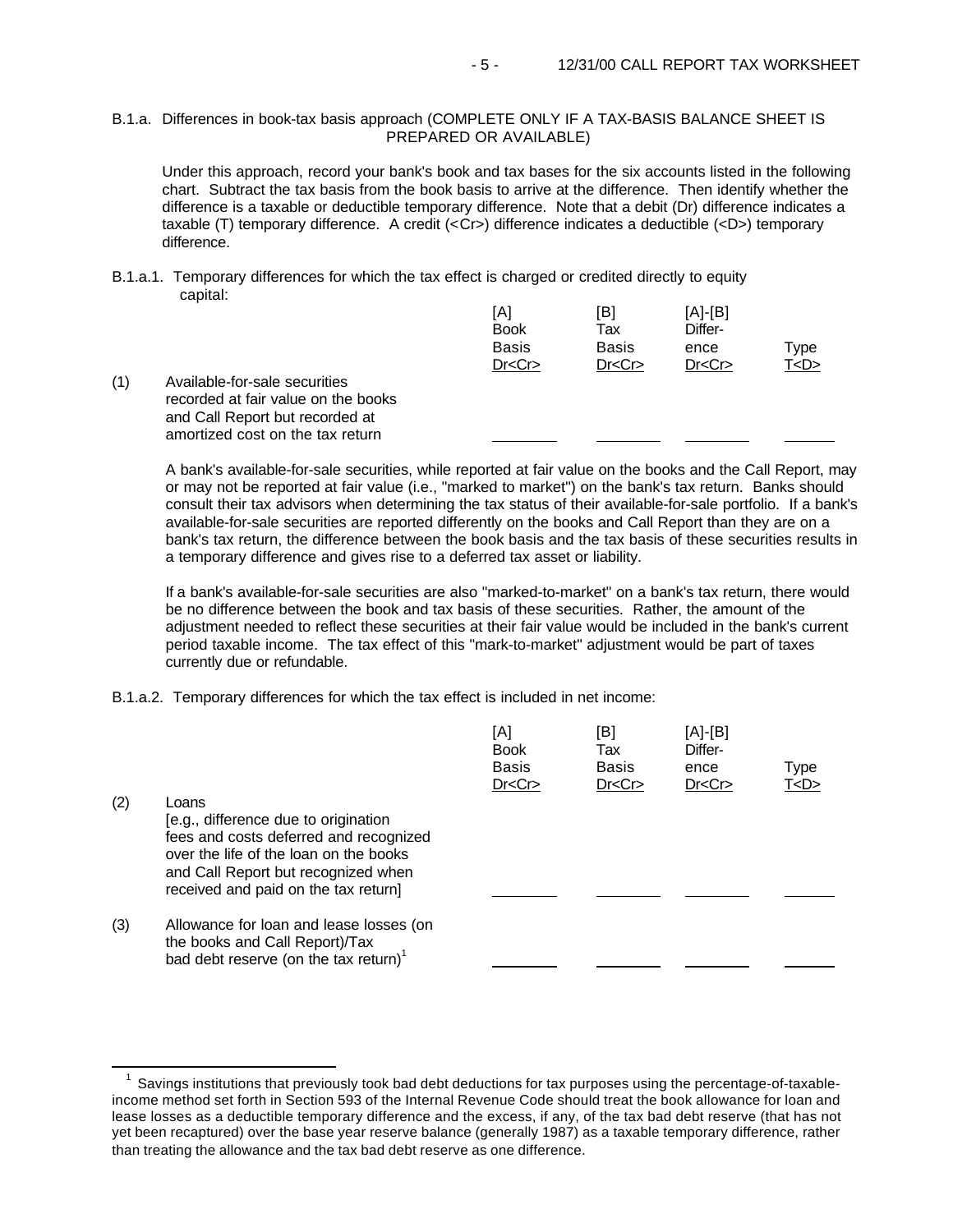B.1.a. Differences in book-tax basis approach (COMPLETE ONLY IF A TAX-BASIS BALANCE SHEET IS PREPARED OR AVAILABLE)

Under this approach, record your bank's book and tax bases for the six accounts listed in the following chart. Subtract the tax basis from the book basis to arrive at the difference. Then identify whether the difference is a taxable or deductible temporary difference. Note that a debit (Dr) difference indicates a taxable (T) temporary difference. A credit (<Cr>) difference indicates a deductible (<D>) temporary difference.

B.1.a.1. Temporary differences for which the tax effect is charged or credited directly to equity capital:

| | | [A] Book Basis Dr<Cr> | [B] Tax Basis Dr<Cr> | [A]-[B] Difference Dr<Cr> | Type T<D> |
|---|---|---|---|---|---|
| (1) | Available-for-sale securities recorded at fair value on the books and Call Report but recorded at amortized cost on the tax return | ________ | ________ | ________ | ______ |

A bank's available-for-sale securities, while reported at fair value on the books and the Call Report, may or may not be reported at fair value (i.e., "marked to market") on the bank's tax return. Banks should consult their tax advisors when determining the tax status of their available-for-sale portfolio. If a bank's available-for-sale securities are reported differently on the books and Call Report than they are on a bank's tax return, the difference between the book basis and the tax basis of these securities results in a temporary difference and gives rise to a deferred tax asset or liability.

If a bank's available-for-sale securities are also "marked-to-market" on a bank's tax return, there would be no difference between the book and tax basis of these securities. Rather, the amount of the adjustment needed to reflect these securities at their fair value would be included in the bank's current period taxable income. The tax effect of this "mark-to-market" adjustment would be part of taxes currently due or refundable.

B.1.a.2. Temporary differences for which the tax effect is included in net income:

| | | [A] Book Basis Dr<Cr> | [B] Tax Basis Dr<Cr> | [A]-[B] Difference Dr<Cr> | Type T<D> |
|---|---|---|---|---|---|
| (2) | Loans [e.g., difference due to origination fees and costs deferred and recognized over the life of the loan on the books and Call Report but recognized when received and paid on the tax return] | ________ | ________ | ________ | ______ |
| (3) | Allowance for loan and lease losses (on the books and Call Report)/Tax bad debt reserve (on the tax return)[1] | ________ | ________ | ________ | ______ |

[1] Savings institutions that previously took bad debt deductions for tax purposes using the percentage-of-taxable-income method set forth in Section 593 of the Internal Revenue Code should treat the book allowance for loan and lease losses as a deductible temporary difference and the excess, if any, of the tax bad debt reserve (that has not yet been recaptured) over the base year reserve balance (generally 1987) as a taxable temporary difference, rather than treating the allowance and the tax bad debt reserve as one difference.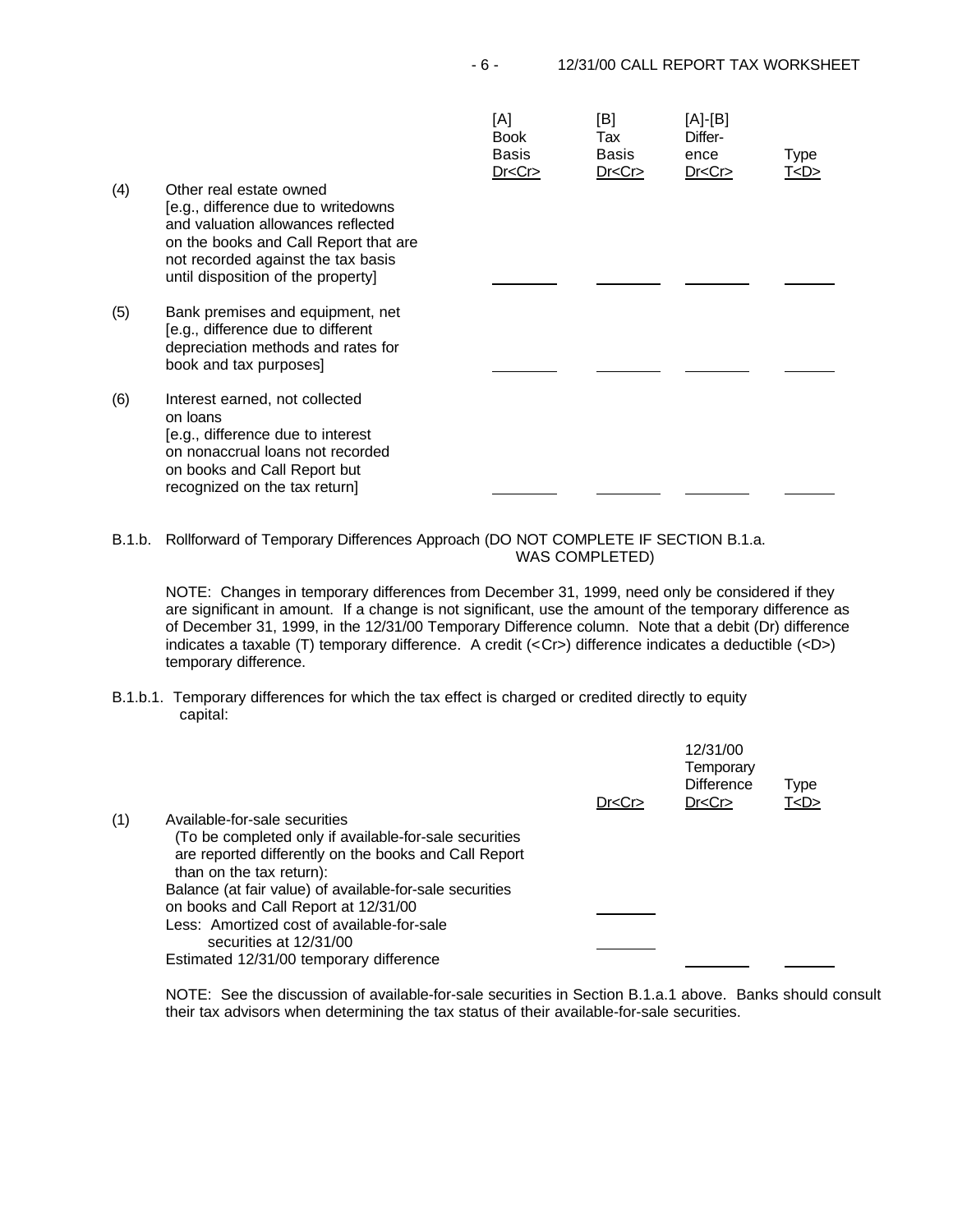| | | [A] Book Basis Dr<Cr> | [B] Tax Basis Dr<Cr> | [A]-[B] Difference Dr<Cr> | Type T<D> |
|---|---|---|---|---|---|
| (4) | Other real estate owned [e.g., difference due to writedowns and valuation allowances reflected on the books and Call Report that are not recorded against the tax basis until disposition of the property] | ________ | ________ | ________ | ______ |
| (5) | Bank premises and equipment, net [e.g., difference due to different depreciation methods and rates for book and tax purposes] | ________ | ________ | ________ | ______ |
| (6) | Interest earned, not collected on loans [e.g., difference due to interest on nonaccrual loans not recorded on books and Call Report but recognized on the tax return] | ________ | ________ | ________ | ______ |

B.1.b. Rollforward of Temporary Differences Approach (DO NOT COMPLETE IF SECTION B.1.a. WAS COMPLETED)

NOTE: Changes in temporary differences from December 31, 1999, need only be considered if they are significant in amount. If a change is not significant, use the amount of the temporary difference as of December 31, 1999, in the 12/31/00 Temporary Difference column. Note that a debit (Dr) difference indicates a taxable (T) temporary difference. A credit (<Cr>) difference indicates a deductible (<D>) temporary difference.

B.1.b.1. Temporary differences for which the tax effect is charged or credited directly to equity capital:

| | | Dr<Cr> | 12/31/00 Temporary Difference Dr<Cr> | Type T<D> |
|---|---|---|---|---|
| (1) | Available-for-sale securities (To be completed only if available-for-sale securities are reported differently on the books and Call Report than on the tax return): | | | |
| | Balance (at fair value) of available-for-sale securities on books and Call Report at 12/31/00 | ________ | | |
| | Less: Amortized cost of available-for-sale securities at 12/31/00 | ________ | | |
| | Estimated 12/31/00 temporary difference | | ________ | ______ |

NOTE: See the discussion of available-for-sale securities in Section B.1.a.1 above. Banks should consult their tax advisors when determining the tax status of their available-for-sale securities.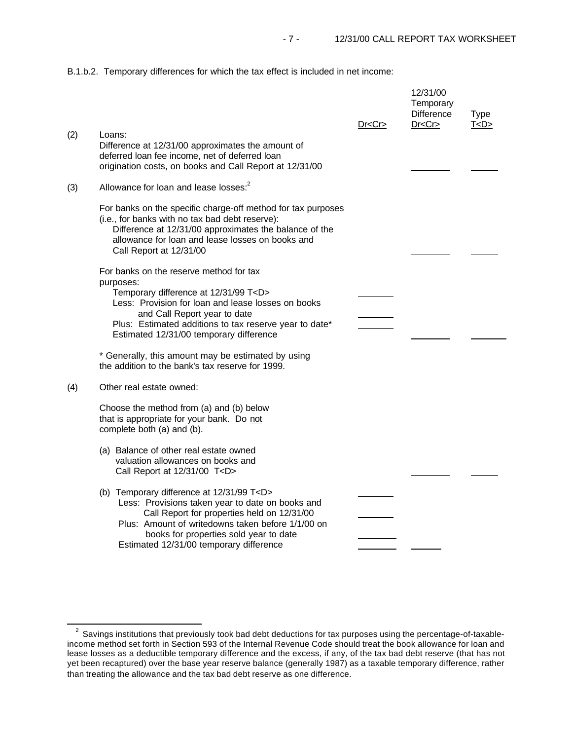B.1.b.2. Temporary differences for which the tax effect is included in net income:

| | | Dr<Cr> | 12/31/00 Temporary Difference Dr<Cr> | Type T<D> |
|---|---|---|---|---|
| (2) | Loans:<br>Difference at 12/31/00 approximates the amount of deferred loan fee income, net of deferred loan origination costs, on books and Call Report at 12/31/00 | | ________ | _____ |
| (3) | Allowance for loan and lease losses:[2] | | | |
| | For banks on the specific charge-off method for tax purposes (i.e., for banks with no tax bad debt reserve):<br>Difference at 12/31/00 approximates the balance of the allowance for loan and lease losses on books and Call Report at 12/31/00 | | ________ | _____ |
| | For banks on the reserve method for tax purposes: | | | |
| | Temporary difference at 12/31/99 T<D> | ________ | | |
| | Less: Provision for loan and lease losses on books and Call Report year to date | ________ | | |
| | Plus: Estimated additions to tax reserve year to date* | ________ | | |
| | Estimated 12/31/00 temporary difference | | ________ | ________ |
| | * Generally, this amount may be estimated by using the addition to the bank's tax reserve for 1999. | | | |
| (4) | Other real estate owned: | | | |
| | Choose the method from (a) and (b) below that is appropriate for your bank. Do <u>not</u> complete both (a) and (b). | | | |
| | (a) Balance of other real estate owned valuation allowances on books and Call Report at 12/31/00 T<D> | | ________ | _____ |
| | (b) Temporary difference at 12/31/99 T<D> | ________ | | |
| | Less: Provisions taken year to date on books and Call Report for properties held on 12/31/00 | ________ | | |
| | Plus: Amount of writedowns taken before 1/1/00 on books for properties sold year to date | ________ | | |
| | Estimated 12/31/00 temporary difference | ________ | ______ | |

[2] Savings institutions that previously took bad debt deductions for tax purposes using the percentage-of-taxable-income method set forth in Section 593 of the Internal Revenue Code should treat the book allowance for loan and lease losses as a deductible temporary difference and the excess, if any, of the tax bad debt reserve (that has not yet been recaptured) over the base year reserve balance (generally 1987) as a taxable temporary difference, rather than treating the allowance and the tax bad debt reserve as one difference.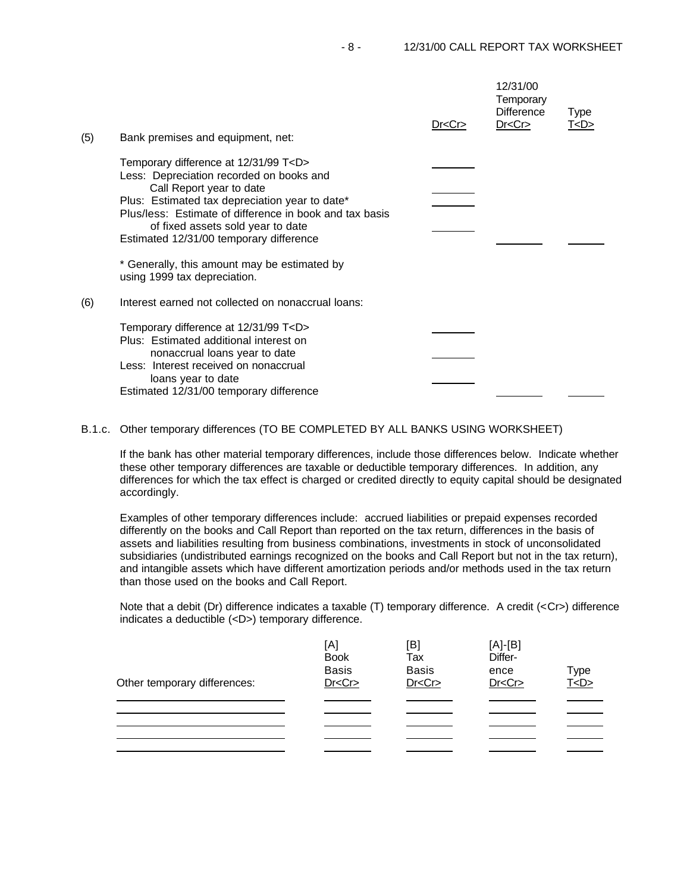| | | Dr<Cr> | 12/31/00 Temporary Difference Dr<Cr> | Type T<D> |
|---|---|---|---|---|
| (5) | Bank premises and equipment, net: | | | |
| | Temporary difference at 12/31/99 T<D> | ________ | | |
| | Less: Depreciation recorded on books and Call Report year to date | ________ | | |
| | Plus: Estimated tax depreciation year to date* | ________ | | |
| | Plus/less: Estimate of difference in book and tax basis of fixed assets sold year to date | ________ | | |
| | Estimated 12/31/00 temporary difference | | ________ | ______ |
| | * Generally, this amount may be estimated by using 1999 tax depreciation. | | | |
| (6) | Interest earned not collected on nonaccrual loans: | | | |
| | Temporary difference at 12/31/99 T<D> | ________ | | |
| | Plus: Estimated additional interest on nonaccrual loans year to date | ________ | | |
| | Less: Interest received on nonaccrual loans year to date | ________ | | |
| | Estimated 12/31/00 temporary difference | | ________ | ______ |

B.1.c. Other temporary differences (TO BE COMPLETED BY ALL BANKS USING WORKSHEET)

If the bank has other material temporary differences, include those differences below. Indicate whether these other temporary differences are taxable or deductible temporary differences. In addition, any differences for which the tax effect is charged or credited directly to equity capital should be designated accordingly.

Examples of other temporary differences include: accrued liabilities or prepaid expenses recorded differently on the books and Call Report than reported on the tax return, differences in the basis of assets and liabilities resulting from business combinations, investments in stock of unconsolidated subsidiaries (undistributed earnings recognized on the books and Call Report but not in the tax return), and intangible assets which have different amortization periods and/or methods used in the tax return than those used on the books and Call Report.

Note that a debit (Dr) difference indicates a taxable (T) temporary difference. A credit (<Cr>) difference indicates a deductible (<D>) temporary difference.

| Other temporary differences: | [A] Book Basis Dr<Cr> | [B] Tax Basis Dr<Cr> | [A]-[B] Difference Dr<Cr> | Type T<D> |
|---|---|---|---|---|
| ________________ | ________ | ________ | ________ | ______ |
| ________________ | ________ | ________ | ________ | ______ |
| ________________ | ________ | ________ | ________ | ______ |
| ________________ | ________ | ________ | ________ | ______ |
| ________________ | ________ | ________ | ________ | ______ |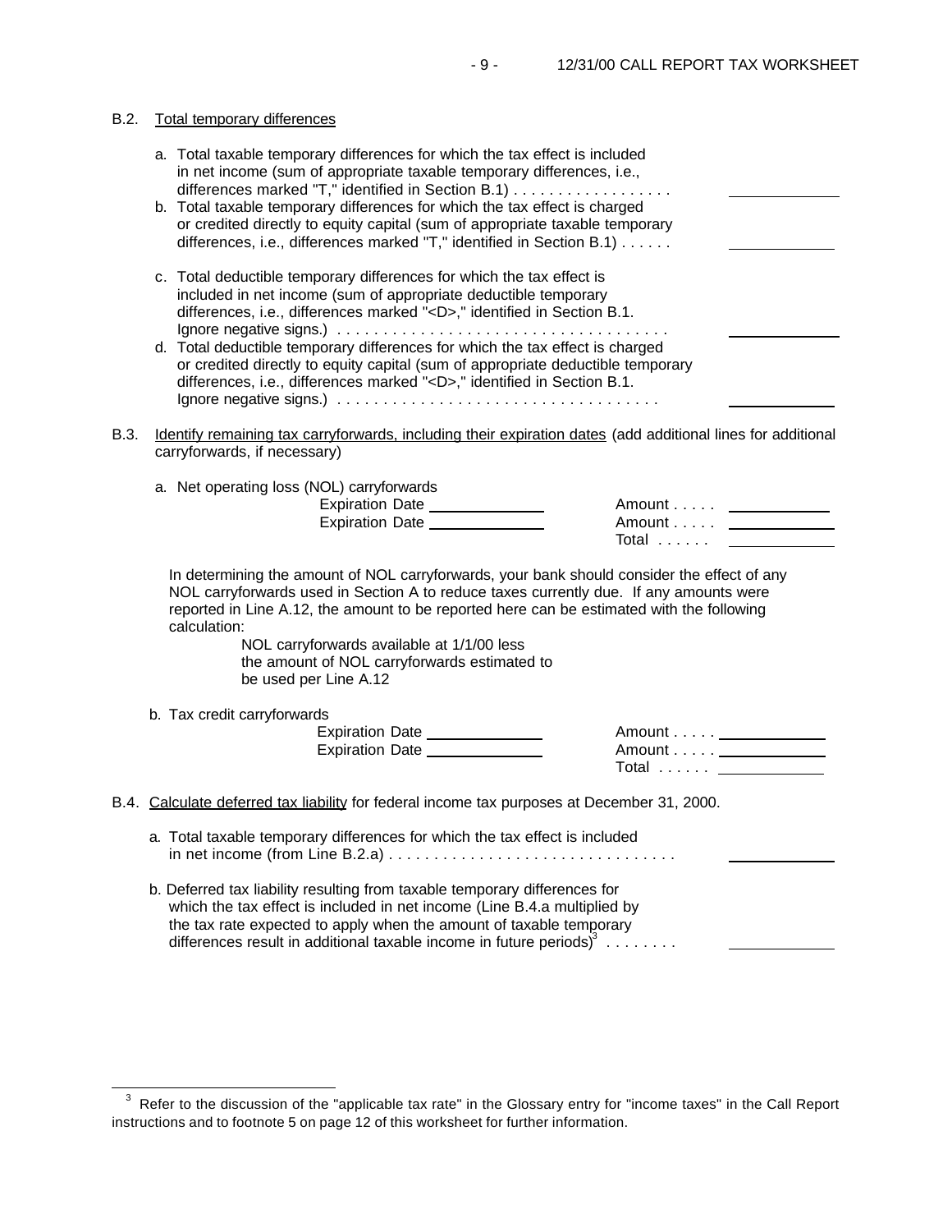B.2. Total temporary differences

a. Total taxable temporary differences for which the tax effect is included in net income (sum of appropriate taxable temporary differences, i.e., differences marked "T," identified in Section B.1) . . . . . . . . . . . . . . . . . . ____________

b. Total taxable temporary differences for which the tax effect is charged or credited directly to equity capital (sum of appropriate taxable temporary differences, i.e., differences marked "T," identified in Section B.1) . . . . . . ____________

c. Total deductible temporary differences for which the tax effect is included in net income (sum of appropriate deductible temporary differences, i.e., differences marked "<D>," identified in Section B.1. Ignore negative signs.) . . . . . . . . . . . . . . . . . . . . . . . . . . . . . . . . . . . . . ____________

d. Total deductible temporary differences for which the tax effect is charged or credited directly to equity capital (sum of appropriate deductible temporary differences, i.e., differences marked "<D>," identified in Section B.1. Ignore negative signs.) . . . . . . . . . . . . . . . . . . . . . . . . . . . . . . . . . . . ____________

B.3. Identify remaining tax carryforwards, including their expiration dates (add additional lines for additional carryforwards, if necessary)

a. Net operating loss (NOL) carryforwards

Expiration Date ____________ Amount . . . . . ____________

Expiration Date ____________ Amount . . . . . ____________

Total . . . . . . ____________

In determining the amount of NOL carryforwards, your bank should consider the effect of any NOL carryforwards used in Section A to reduce taxes currently due. If any amounts were reported in Line A.12, the amount to be reported here can be estimated with the following calculation:

> NOL carryforwards available at 1/1/00 less the amount of NOL carryforwards estimated to be used per Line A.12

b. Tax credit carryforwards

Expiration Date ____________ Amount . . . . . ____________

Expiration Date ____________ Amount . . . . . ____________

Total . . . . . . ____________

B.4. Calculate deferred tax liability for federal income tax purposes at December 31, 2000.

a. Total taxable temporary differences for which the tax effect is included in net income (from Line B.2.a) . . . . . . . . . . . . . . . . . . . . . . . . . . . . . . . . ____________

b. Deferred tax liability resulting from taxable temporary differences for which the tax effect is included in net income (Line B.4.a multiplied by the tax rate expected to apply when the amount of taxable temporary differences result in additional taxable income in future periods)[3] . . . . . . . . ____________

---

[3] Refer to the discussion of the "applicable tax rate" in the Glossary entry for "income taxes" in the Call Report instructions and to footnote 5 on page 12 of this worksheet for further information.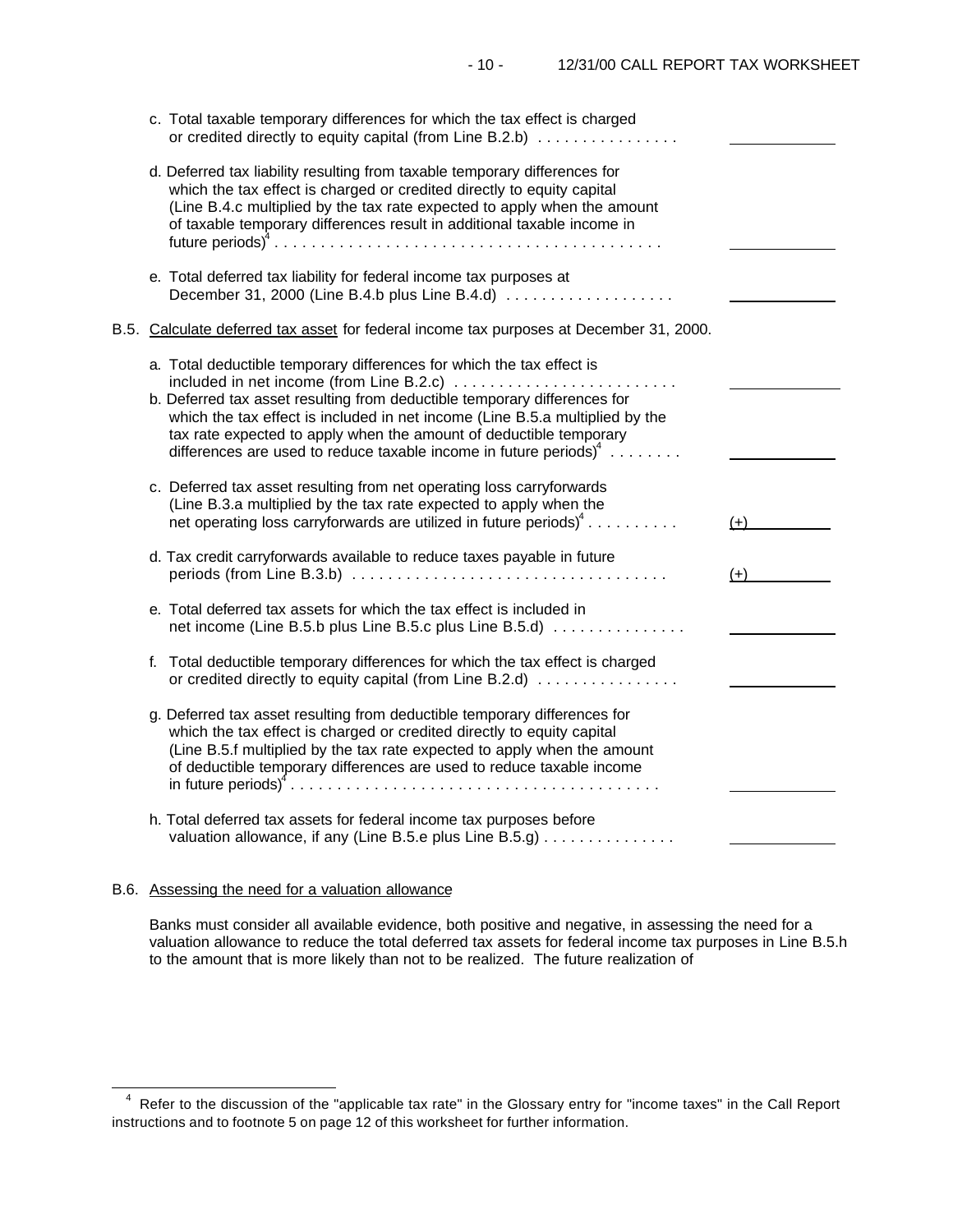c. Total taxable temporary differences for which the tax effect is charged or credited directly to equity capital (from Line B.2.b) . . . . . . . . . . . . . . . . \_\_\_\_\_\_\_\_\_\_\_\_

d. Deferred tax liability resulting from taxable temporary differences for which the tax effect is charged or credited directly to equity capital (Line B.4.c multiplied by the tax rate expected to apply when the amount of taxable temporary differences result in additional taxable income in future periods)[4] . . . . . . . . . . . . . . . . . . . . . . . . . . . . . . . . . . . . . . . . . \_\_\_\_\_\_\_\_\_\_\_\_

e. Total deferred tax liability for federal income tax purposes at December 31, 2000 (Line B.4.b plus Line B.4.d) . . . . . . . . . . . . . . . . . . . \_\_\_\_\_\_\_\_\_\_\_\_

B.5. Calculate deferred tax asset for federal income tax purposes at December 31, 2000.

a. Total deductible temporary differences for which the tax effect is included in net income (from Line B.2.c) . . . . . . . . . . . . . . . . . . . . . . . . . \_\_\_\_\_\_\_\_\_\_\_\_

b. Deferred tax asset resulting from deductible temporary differences for which the tax effect is included in net income (Line B.5.a multiplied by the tax rate expected to apply when the amount of deductible temporary differences are used to reduce taxable income in future periods)[4] . . . . . . . . \_\_\_\_\_\_\_\_\_\_\_\_

c. Deferred tax asset resulting from net operating loss carryforwards (Line B.3.a multiplied by the tax rate expected to apply when the net operating loss carryforwards are utilized in future periods)[4] . . . . . . . . . . (+)\_\_\_\_\_\_\_\_\_\_\_\_

d. Tax credit carryforwards available to reduce taxes payable in future periods (from Line B.3.b) . . . . . . . . . . . . . . . . . . . . . . . . . . . . . . . . . . . (+)\_\_\_\_\_\_\_\_\_\_\_\_

e. Total deferred tax assets for which the tax effect is included in net income (Line B.5.b plus Line B.5.c plus Line B.5.d) . . . . . . . . . . . . . . . \_\_\_\_\_\_\_\_\_\_\_\_

f. Total deductible temporary differences for which the tax effect is charged or credited directly to equity capital (from Line B.2.d) . . . . . . . . . . . . . . . . \_\_\_\_\_\_\_\_\_\_\_\_

g. Deferred tax asset resulting from deductible temporary differences for which the tax effect is charged or credited directly to equity capital (Line B.5.f multiplied by the tax rate expected to apply when the amount of deductible temporary differences are used to reduce taxable income in future periods)[4] . . . . . . . . . . . . . . . . . . . . . . . . . . . . . . . . . . . . . . . . \_\_\_\_\_\_\_\_\_\_\_\_

h. Total deferred tax assets for federal income tax purposes before valuation allowance, if any (Line B.5.e plus Line B.5.g) . . . . . . . . . . . . . . . \_\_\_\_\_\_\_\_\_\_\_\_

B.6. Assessing the need for a valuation allowance

Banks must consider all available evidence, both positive and negative, in assessing the need for a valuation allowance to reduce the total deferred tax assets for federal income tax purposes in Line B.5.h to the amount that is more likely than not to be realized. The future realization of

[4] Refer to the discussion of the "applicable tax rate" in the Glossary entry for "income taxes" in the Call Report instructions and to footnote 5 on page 12 of this worksheet for further information.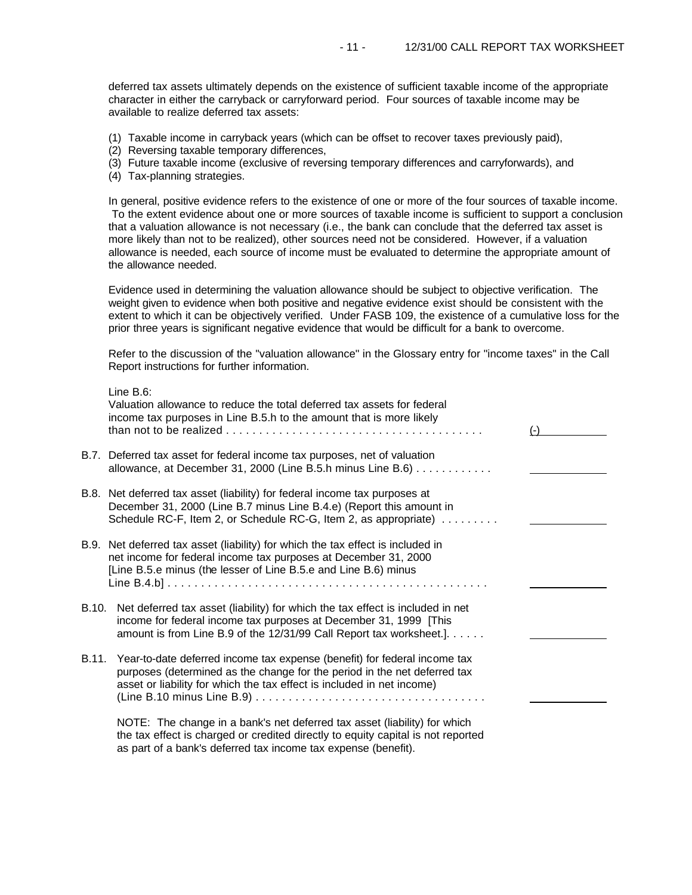deferred tax assets ultimately depends on the existence of sufficient taxable income of the appropriate character in either the carryback or carryforward period. Four sources of taxable income may be available to realize deferred tax assets:

(1) Taxable income in carryback years (which can be offset to recover taxes previously paid),
(2) Reversing taxable temporary differences,
(3) Future taxable income (exclusive of reversing temporary differences and carryforwards), and
(4) Tax-planning strategies.

In general, positive evidence refers to the existence of one or more of the four sources of taxable income. To the extent evidence about one or more sources of taxable income is sufficient to support a conclusion that a valuation allowance is not necessary (i.e., the bank can conclude that the deferred tax asset is more likely than not to be realized), other sources need not be considered. However, if a valuation allowance is needed, each source of income must be evaluated to determine the appropriate amount of the allowance needed.

Evidence used in determining the valuation allowance should be subject to objective verification. The weight given to evidence when both positive and negative evidence exist should be consistent with the extent to which it can be objectively verified. Under FASB 109, the existence of a cumulative loss for the prior three years is significant negative evidence that would be difficult for a bank to overcome.

Refer to the discussion of the "valuation allowance" in the Glossary entry for "income taxes" in the Call Report instructions for further information.

Line B.6:
Valuation allowance to reduce the total deferred tax assets for federal income tax purposes in Line B.5.h to the amount that is more likely than not to be realized . . . . . . . . . . . . . . . . . . . . . . . . . . . . . . . . . . . . . . (-) ________

B.7. Deferred tax asset for federal income tax purposes, net of valuation allowance, at December 31, 2000 (Line B.5.h minus Line B.6) . . . . . . . . . . . . ________

B.8. Net deferred tax asset (liability) for federal income tax purposes at December 31, 2000 (Line B.7 minus Line B.4.e) (Report this amount in Schedule RC-F, Item 2, or Schedule RC-G, Item 2, as appropriate) . . . . . . . . . ________

B.9. Net deferred tax asset (liability) for which the tax effect is included in net income for federal income tax purposes at December 31, 2000 [Line B.5.e minus (the lesser of Line B.5.e and Line B.6) minus Line B.4.b] . . . . . . . . . . . . . . . . . . . . . . . . . . . . . . . . . . . . . . . . . . . . . . . . ________

B.10. Net deferred tax asset (liability) for which the tax effect is included in net income for federal income tax purposes at December 31, 1999 [This amount is from Line B.9 of the 12/31/99 Call Report tax worksheet.]. . . . . . ________

B.11. Year-to-date deferred income tax expense (benefit) for federal income tax purposes (determined as the change for the period in the net deferred tax asset or liability for which the tax effect is included in net income) (Line B.10 minus Line B.9) . . . . . . . . . . . . . . . . . . . . . . . . . . . . . . . . . . . ________

NOTE: The change in a bank's net deferred tax asset (liability) for which the tax effect is charged or credited directly to equity capital is not reported as part of a bank's deferred tax income tax expense (benefit).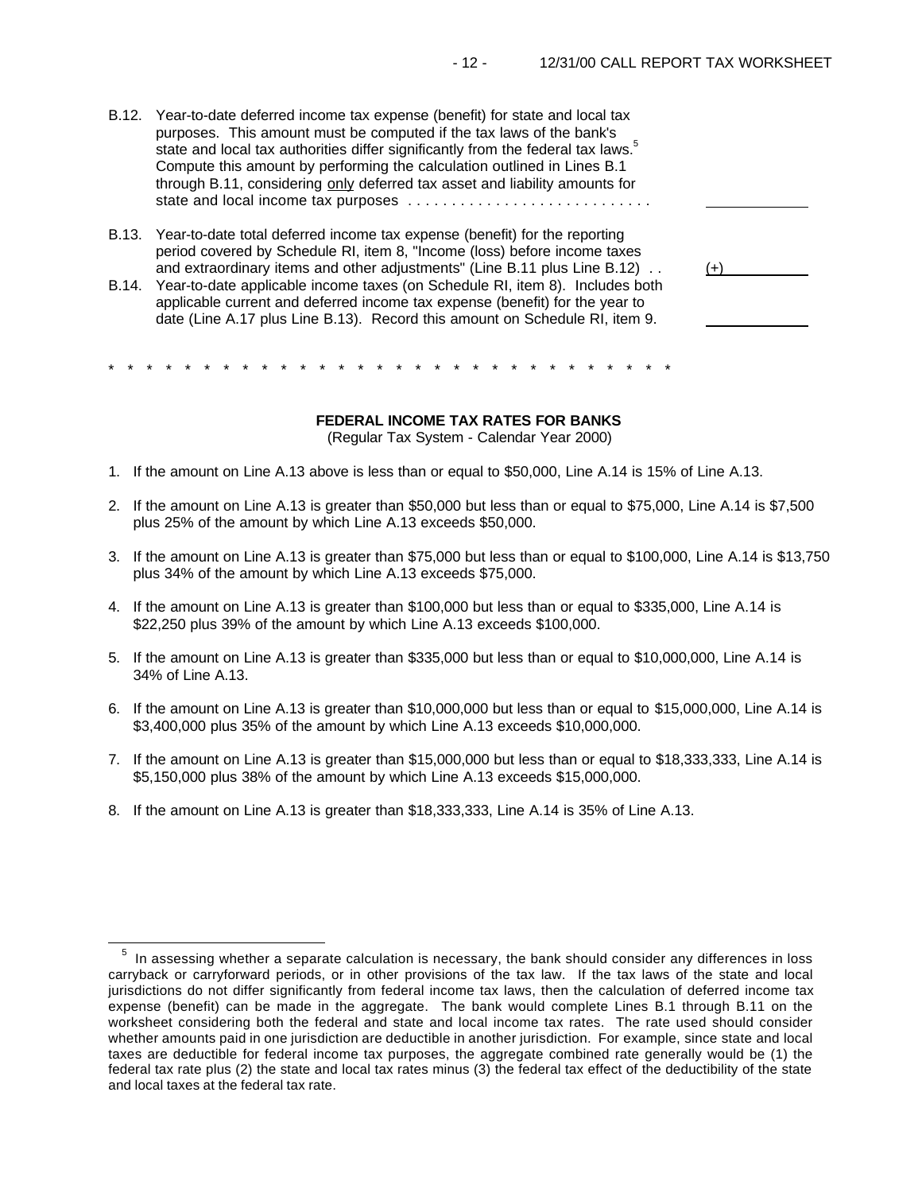B.12. Year-to-date deferred income tax expense (benefit) for state and local tax purposes. This amount must be computed if the tax laws of the bank's state and local tax authorities differ significantly from the federal tax laws.[5] Compute this amount by performing the calculation outlined in Lines B.1 through B.11, considering only deferred tax asset and liability amounts for state and local income tax purposes . . . . . . . . . . . . . . . . . . . . . . . . . . . . ________

B.13. Year-to-date total deferred income tax expense (benefit) for the reporting period covered by Schedule RI, item 8, "Income (loss) before income taxes and extraordinary items and other adjustments" (Line B.11 plus Line B.12) . . (+)________

B.14. Year-to-date applicable income taxes (on Schedule RI, item 8). Includes both applicable current and deferred income tax expense (benefit) for the year to date (Line A.17 plus Line B.13). Record this amount on Schedule RI, item 9. ________

* * * * * * * * * * * * * * * * * * * * * * * * * * * * * * * * *

**FEDERAL INCOME TAX RATES FOR BANKS**
(Regular Tax System - Calendar Year 2000)

1. If the amount on Line A.13 above is less than or equal to $50,000, Line A.14 is 15% of Line A.13.
2. If the amount on Line A.13 is greater than $50,000 but less than or equal to $75,000, Line A.14 is $7,500 plus 25% of the amount by which Line A.13 exceeds $50,000.
3. If the amount on Line A.13 is greater than $75,000 but less than or equal to $100,000, Line A.14 is $13,750 plus 34% of the amount by which Line A.13 exceeds $75,000.
4. If the amount on Line A.13 is greater than $100,000 but less than or equal to $335,000, Line A.14 is $22,250 plus 39% of the amount by which Line A.13 exceeds $100,000.
5. If the amount on Line A.13 is greater than $335,000 but less than or equal to $10,000,000, Line A.14 is 34% of Line A.13.
6. If the amount on Line A.13 is greater than $10,000,000 but less than or equal to $15,000,000, Line A.14 is $3,400,000 plus 35% of the amount by which Line A.13 exceeds $10,000,000.
7. If the amount on Line A.13 is greater than $15,000,000 but less than or equal to $18,333,333, Line A.14 is $5,150,000 plus 38% of the amount by which Line A.13 exceeds $15,000,000.
8. If the amount on Line A.13 is greater than $18,333,333, Line A.14 is 35% of Line A.13.

---

[5] In assessing whether a separate calculation is necessary, the bank should consider any differences in loss carryback or carryforward periods, or in other provisions of the tax law. If the tax laws of the state and local jurisdictions do not differ significantly from federal income tax laws, then the calculation of deferred income tax expense (benefit) can be made in the aggregate. The bank would complete Lines B.1 through B.11 on the worksheet considering both the federal and state and local income tax rates. The rate used should consider whether amounts paid in one jurisdiction are deductible in another jurisdiction. For example, since state and local taxes are deductible for federal income tax purposes, the aggregate combined rate generally would be (1) the federal tax rate plus (2) the state and local tax rates minus (3) the federal tax effect of the deductibility of the state and local taxes at the federal tax rate.